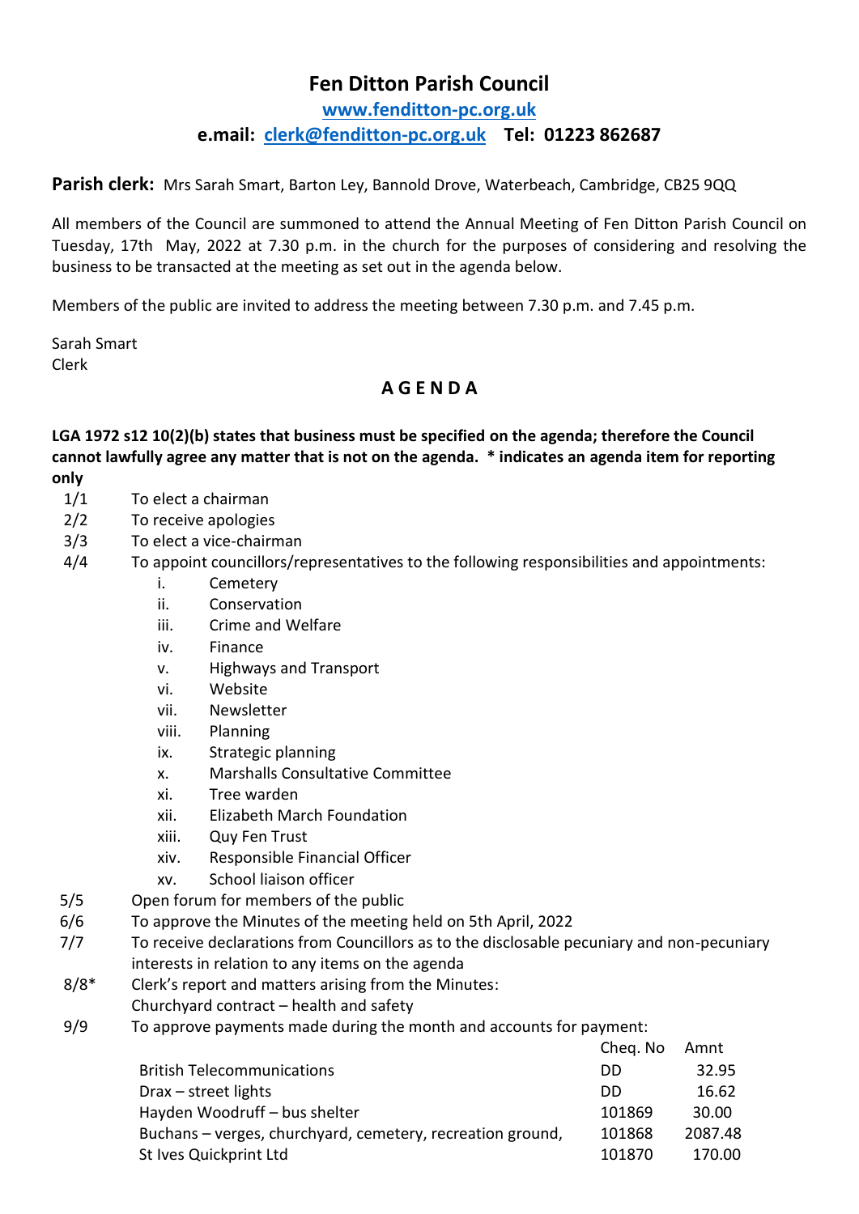# Fen Ditton Parish Council

**www.fenditton-pc.org.uk**

**e.mail: clerk@fenditton-pc.org.uk Tel: 01223 862687**

**Parish clerk:** Mrs Sarah Smart, Barton Ley, Bannold Drove, Waterbeach, Cambridge, CB25 9QQ

All members of the Council are summoned to attend the Annual Meeting of Fen Ditton Parish Council on Tuesday, 17th May, 2022 at 7.30 p.m. in the church for the purposes of considering and resolving the business to be transacted at the meeting as set out in the agenda below.

Members of the public are invited to address the meeting between 7.30 p.m. and 7.45 p.m.

Sarah Smart
Clerk

## A G E N D A

**LGA 1972 s12 10(2)(b) states that business must be specified on the agenda; therefore the Council cannot lawfully agree any matter that is not on the agenda. * indicates an agenda item for reporting only**

1/1 To elect a chairman

2/2 To receive apologies

3/3 To elect a vice-chairman

4/4 To appoint councillors/representatives to the following responsibilities and appointments:

- i. Cemetery
- ii. Conservation
- iii. Crime and Welfare
- iv. Finance
- v. Highways and Transport
- vi. Website
- vii. Newsletter
- viii. Planning
- ix. Strategic planning
- x. Marshalls Consultative Committee
- xi. Tree warden
- xii. Elizabeth March Foundation
- xiii. Quy Fen Trust
- xiv. Responsible Financial Officer
- xv. School liaison officer

5/5 Open forum for members of the public

6/6 To approve the Minutes of the meeting held on 5th April, 2022

7/7 To receive declarations from Councillors as to the disclosable pecuniary and non-pecuniary interests in relation to any items on the agenda

8/8* Clerk's report and matters arising from the Minutes:
Churchyard contract – health and safety

9/9 To approve payments made during the month and accounts for payment:

| | Cheq. No | Amnt |
|---|---|---|
| British Telecommunications | DD | 32.95 |
| Drax – street lights | DD | 16.62 |
| Hayden Woodruff – bus shelter | 101869 | 30.00 |
| Buchans – verges, churchyard, cemetery, recreation ground, | 101868 | 2087.48 |
| St Ives Quickprint Ltd | 101870 | 170.00 |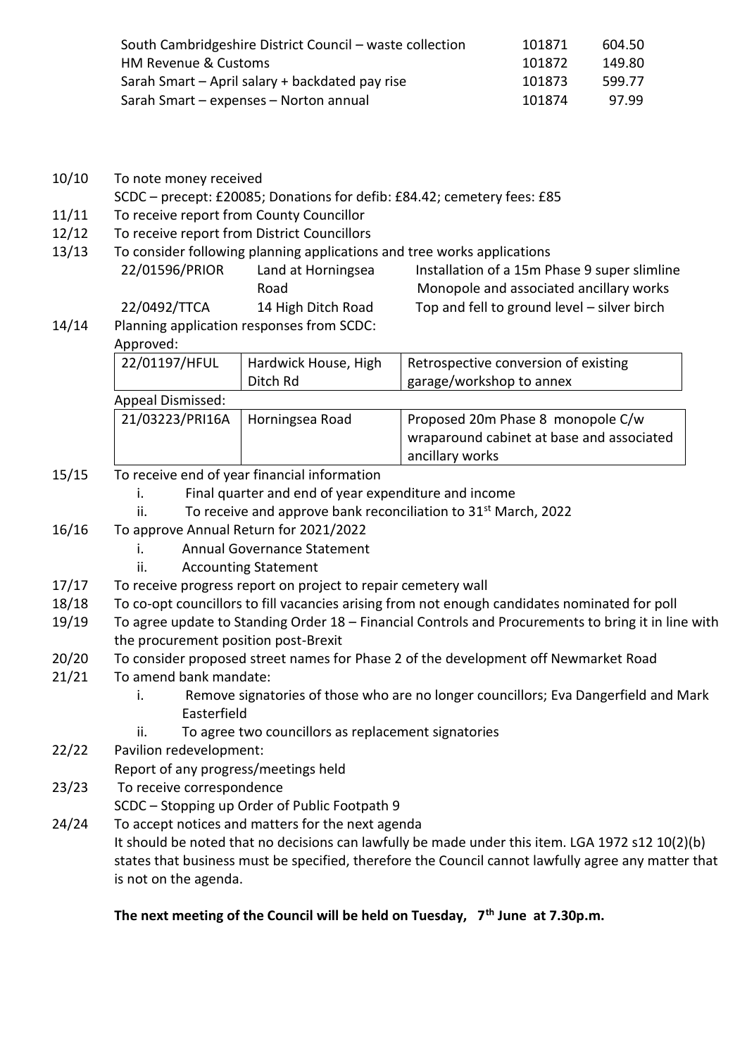| | | |
|---|---|---|
| South Cambridgeshire District Council – waste collection | 101871 | 604.50 |
| HM Revenue & Customs | 101872 | 149.80 |
| Sarah Smart – April salary + backdated pay rise | 101873 | 599.77 |
| Sarah Smart – expenses – Norton annual | 101874 | 97.99 |

10/10 To note money received

SCDC – precept: £20085; Donations for defib: £84.42; cemetery fees: £85

11/11 To receive report from County Councillor

12/12 To receive report from District Councillors

13/13 To consider following planning applications and tree works applications

| | | |
|---|---|---|
| 22/01596/PRIOR | Land at Horningsea Road | Installation of a 15m Phase 9 super slimline Monopole and associated ancillary works |
| 22/0492/TTCA | 14 High Ditch Road | Top and fell to ground level – silver birch |

14/14 Planning application responses from SCDC:

Approved:

| | | |
|---|---|---|
| 22/01197/HFUL | Hardwick House, High Ditch Rd | Retrospective conversion of existing garage/workshop to annex |

Appeal Dismissed:

| | | |
|---|---|---|
| 21/03223/PRI16A | Horningsea Road | Proposed 20m Phase 8 monopole C/w wraparound cabinet at base and associated ancillary works |

15/15 To receive end of year financial information

i. Final quarter and end of year expenditure and income

ii. To receive and approve bank reconciliation to 31st March, 2022

16/16 To approve Annual Return for 2021/2022

i. Annual Governance Statement

ii. Accounting Statement

17/17 To receive progress report on project to repair cemetery wall

18/18 To co-opt councillors to fill vacancies arising from not enough candidates nominated for poll

19/19 To agree update to Standing Order 18 – Financial Controls and Procurements to bring it in line with the procurement position post-Brexit

20/20 To consider proposed street names for Phase 2 of the development off Newmarket Road

21/21 To amend bank mandate:

i. Remove signatories of those who are no longer councillors; Eva Dangerfield and Mark Easterfield

ii. To agree two councillors as replacement signatories

22/22 Pavilion redevelopment:

Report of any progress/meetings held

23/23 To receive correspondence

SCDC – Stopping up Order of Public Footpath 9

24/24 To accept notices and matters for the next agenda

It should be noted that no decisions can lawfully be made under this item. LGA 1972 s12 10(2)(b) states that business must be specified, therefore the Council cannot lawfully agree any matter that is not on the agenda.

**The next meeting of the Council will be held on Tuesday, 7th June at 7.30p.m.**